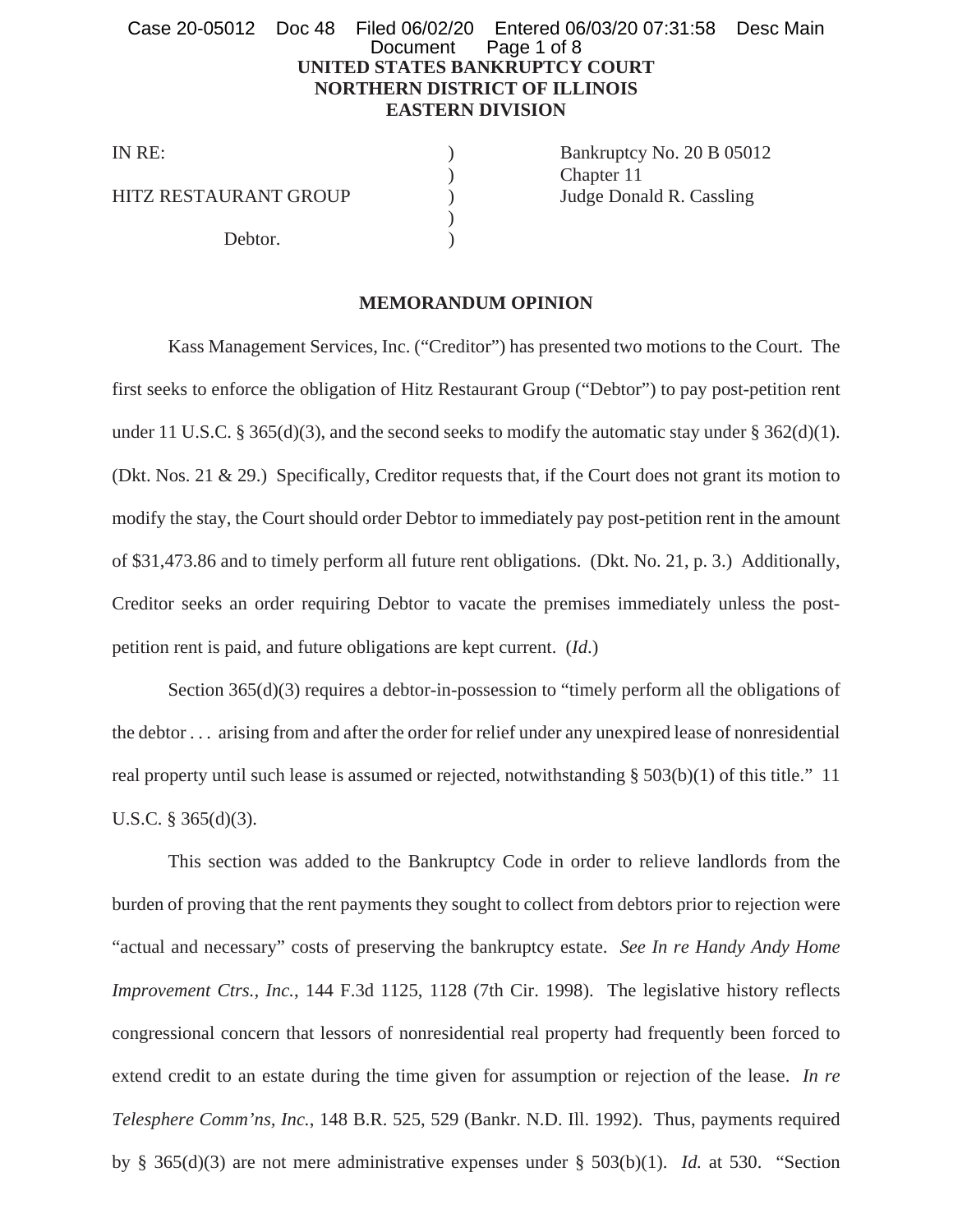**UNITED STATES BANKRUPTCY COURT**
**NORTHERN DISTRICT OF ILLINOIS**
**EASTERN DIVISION**

| | | |
|---|---|---|
| IN RE: | ) | Bankruptcy No. 20 B 05012 |
| | ) | Chapter 11 |
| HITZ RESTAURANT GROUP | ) | Judge Donald R. Cassling |
| | ) | |
| Debtor. | ) | |

**MEMORANDUM OPINION**

Kass Management Services, Inc. ("Creditor") has presented two motions to the Court. The first seeks to enforce the obligation of Hitz Restaurant Group ("Debtor") to pay post-petition rent under 11 U.S.C. § 365(d)(3), and the second seeks to modify the automatic stay under § 362(d)(1). (Dkt. Nos. 21 & 29.) Specifically, Creditor requests that, if the Court does not grant its motion to modify the stay, the Court should order Debtor to immediately pay post-petition rent in the amount of $31,473.86 and to timely perform all future rent obligations. (Dkt. No. 21, p. 3.) Additionally, Creditor seeks an order requiring Debtor to vacate the premises immediately unless the post-petition rent is paid, and future obligations are kept current. (*Id.*)

Section 365(d)(3) requires a debtor-in-possession to "timely perform all the obligations of the debtor . . . arising from and after the order for relief under any unexpired lease of nonresidential real property until such lease is assumed or rejected, notwithstanding § 503(b)(1) of this title." 11 U.S.C. § 365(d)(3).

This section was added to the Bankruptcy Code in order to relieve landlords from the burden of proving that the rent payments they sought to collect from debtors prior to rejection were "actual and necessary" costs of preserving the bankruptcy estate. *See In re Handy Andy Home Improvement Ctrs., Inc.*, 144 F.3d 1125, 1128 (7th Cir. 1998). The legislative history reflects congressional concern that lessors of nonresidential real property had frequently been forced to extend credit to an estate during the time given for assumption or rejection of the lease. *In re Telesphere Comm'ns, Inc.*, 148 B.R. 525, 529 (Bankr. N.D. Ill. 1992). Thus, payments required by § 365(d)(3) are not mere administrative expenses under § 503(b)(1). *Id.* at 530. "Section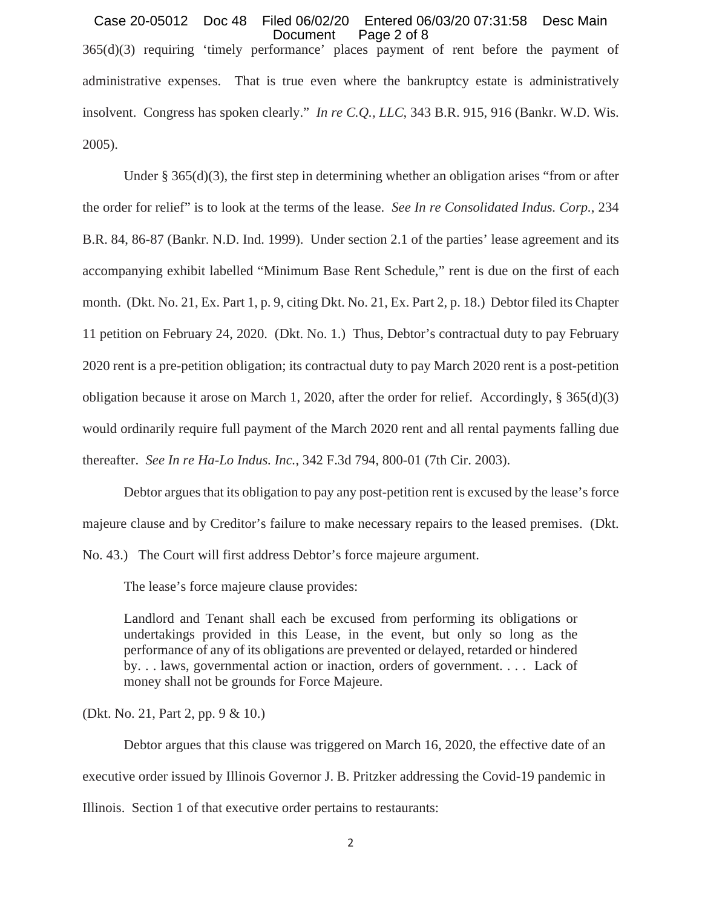365(d)(3) requiring 'timely performance' places payment of rent before the payment of administrative expenses. That is true even where the bankruptcy estate is administratively insolvent. Congress has spoken clearly." *In re C.Q., LLC*, 343 B.R. 915, 916 (Bankr. W.D. Wis. 2005).

Under § 365(d)(3), the first step in determining whether an obligation arises "from or after the order for relief" is to look at the terms of the lease. *See In re Consolidated Indus. Corp.*, 234 B.R. 84, 86-87 (Bankr. N.D. Ind. 1999). Under section 2.1 of the parties' lease agreement and its accompanying exhibit labelled "Minimum Base Rent Schedule," rent is due on the first of each month. (Dkt. No. 21, Ex. Part 1, p. 9, citing Dkt. No. 21, Ex. Part 2, p. 18.) Debtor filed its Chapter 11 petition on February 24, 2020. (Dkt. No. 1.) Thus, Debtor's contractual duty to pay February 2020 rent is a pre-petition obligation; its contractual duty to pay March 2020 rent is a post-petition obligation because it arose on March 1, 2020, after the order for relief. Accordingly, § 365(d)(3) would ordinarily require full payment of the March 2020 rent and all rental payments falling due thereafter. *See In re Ha-Lo Indus. Inc.*, 342 F.3d 794, 800-01 (7th Cir. 2003).

Debtor argues that its obligation to pay any post-petition rent is excused by the lease's force majeure clause and by Creditor's failure to make necessary repairs to the leased premises. (Dkt. No. 43.) The Court will first address Debtor's force majeure argument.

The lease's force majeure clause provides:

> Landlord and Tenant shall each be excused from performing its obligations or undertakings provided in this Lease, in the event, but only so long as the performance of any of its obligations are prevented or delayed, retarded or hindered by. . . laws, governmental action or inaction, orders of government. . . . Lack of money shall not be grounds for Force Majeure.

(Dkt. No. 21, Part 2, pp. 9 & 10.)

Debtor argues that this clause was triggered on March 16, 2020, the effective date of an executive order issued by Illinois Governor J. B. Pritzker addressing the Covid-19 pandemic in Illinois. Section 1 of that executive order pertains to restaurants: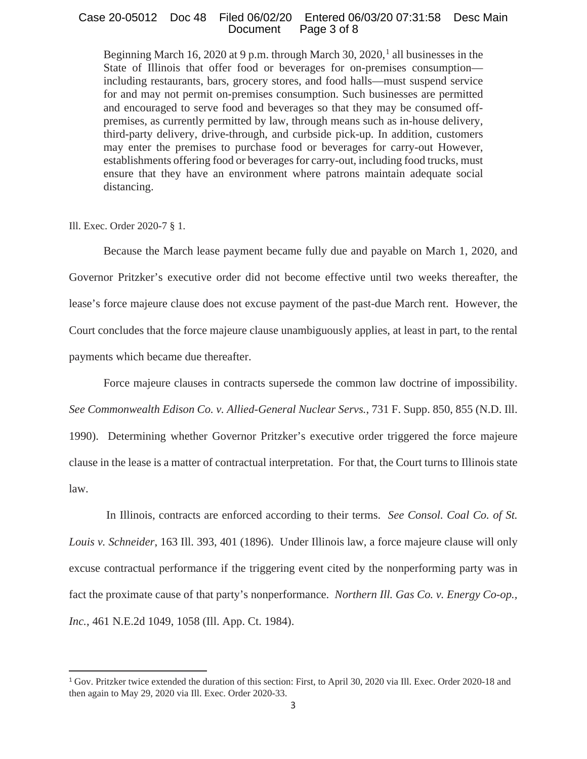> Beginning March 16, 2020 at 9 p.m. through March 30, 2020,[1] all businesses in the State of Illinois that offer food or beverages for on-premises consumption—including restaurants, bars, grocery stores, and food halls—must suspend service for and may not permit on-premises consumption. Such businesses are permitted and encouraged to serve food and beverages so that they may be consumed off-premises, as currently permitted by law, through means such as in-house delivery, third-party delivery, drive-through, and curbside pick-up. In addition, customers may enter the premises to purchase food or beverages for carry-out However, establishments offering food or beverages for carry-out, including food trucks, must ensure that they have an environment where patrons maintain adequate social distancing.

Ill. Exec. Order 2020-7 § 1.

Because the March lease payment became fully due and payable on March 1, 2020, and Governor Pritzker's executive order did not become effective until two weeks thereafter, the lease's force majeure clause does not excuse payment of the past-due March rent. However, the Court concludes that the force majeure clause unambiguously applies, at least in part, to the rental payments which became due thereafter.

Force majeure clauses in contracts supersede the common law doctrine of impossibility. *See Commonwealth Edison Co. v. Allied-General Nuclear Servs.*, 731 F. Supp. 850, 855 (N.D. Ill. 1990). Determining whether Governor Pritzker's executive order triggered the force majeure clause in the lease is a matter of contractual interpretation. For that, the Court turns to Illinois state law.

In Illinois, contracts are enforced according to their terms. *See Consol. Coal Co. of St. Louis v. Schneider*, 163 Ill. 393, 401 (1896). Under Illinois law, a force majeure clause will only excuse contractual performance if the triggering event cited by the nonperforming party was in fact the proximate cause of that party's nonperformance. *Northern Ill. Gas Co. v. Energy Co-op., Inc.*, 461 N.E.2d 1049, 1058 (Ill. App. Ct. 1984).

---

[1] Gov. Pritzker twice extended the duration of this section: First, to April 30, 2020 via Ill. Exec. Order 2020-18 and then again to May 29, 2020 via Ill. Exec. Order 2020-33.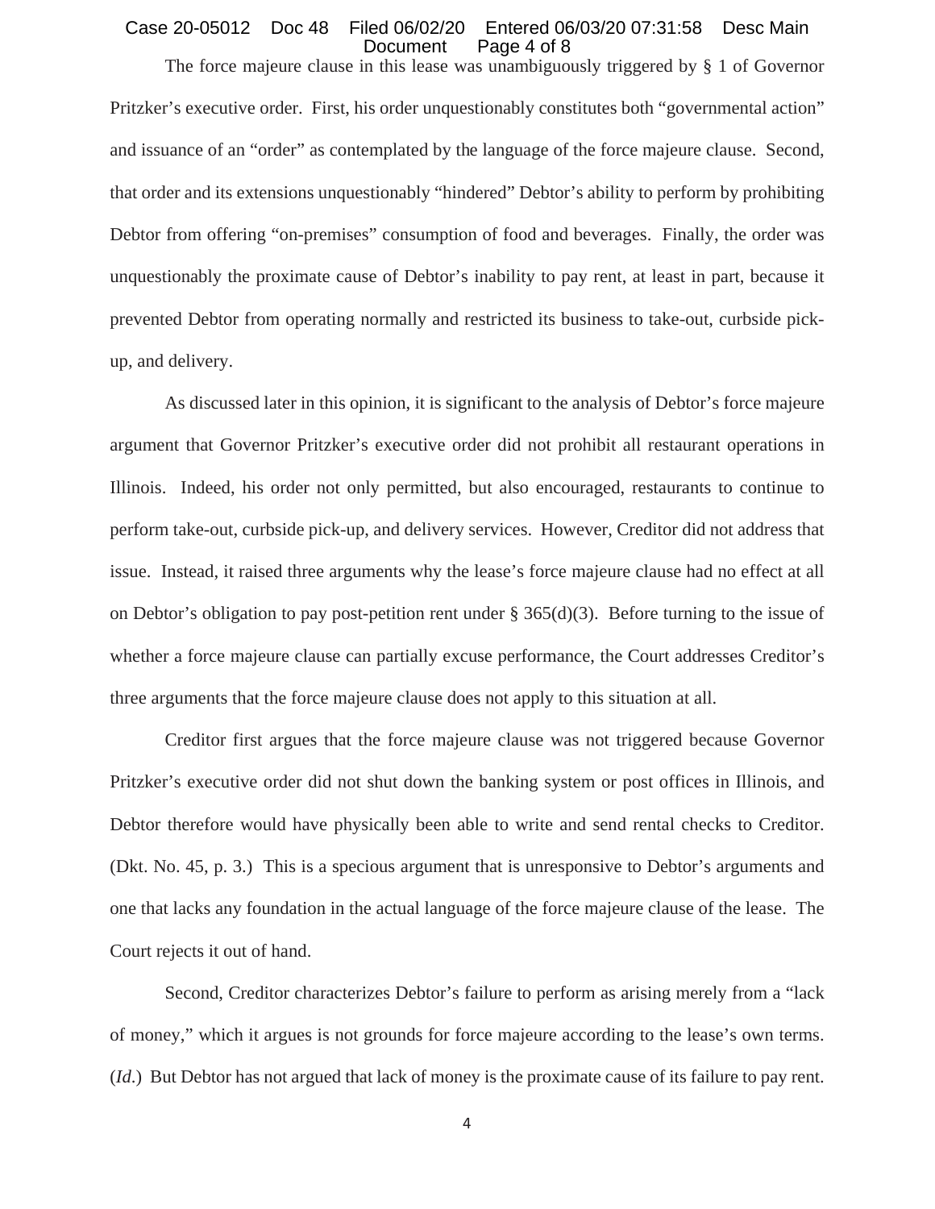The force majeure clause in this lease was unambiguously triggered by § 1 of Governor Pritzker's executive order. First, his order unquestionably constitutes both "governmental action" and issuance of an "order" as contemplated by the language of the force majeure clause. Second, that order and its extensions unquestionably "hindered" Debtor's ability to perform by prohibiting Debtor from offering "on-premises" consumption of food and beverages. Finally, the order was unquestionably the proximate cause of Debtor's inability to pay rent, at least in part, because it prevented Debtor from operating normally and restricted its business to take-out, curbside pick-up, and delivery.

As discussed later in this opinion, it is significant to the analysis of Debtor's force majeure argument that Governor Pritzker's executive order did not prohibit all restaurant operations in Illinois. Indeed, his order not only permitted, but also encouraged, restaurants to continue to perform take-out, curbside pick-up, and delivery services. However, Creditor did not address that issue. Instead, it raised three arguments why the lease's force majeure clause had no effect at all on Debtor's obligation to pay post-petition rent under § 365(d)(3). Before turning to the issue of whether a force majeure clause can partially excuse performance, the Court addresses Creditor's three arguments that the force majeure clause does not apply to this situation at all.

Creditor first argues that the force majeure clause was not triggered because Governor Pritzker's executive order did not shut down the banking system or post offices in Illinois, and Debtor therefore would have physically been able to write and send rental checks to Creditor. (Dkt. No. 45, p. 3.) This is a specious argument that is unresponsive to Debtor's arguments and one that lacks any foundation in the actual language of the force majeure clause of the lease. The Court rejects it out of hand.

Second, Creditor characterizes Debtor's failure to perform as arising merely from a "lack of money," which it argues is not grounds for force majeure according to the lease's own terms. (*Id.*) But Debtor has not argued that lack of money is the proximate cause of its failure to pay rent.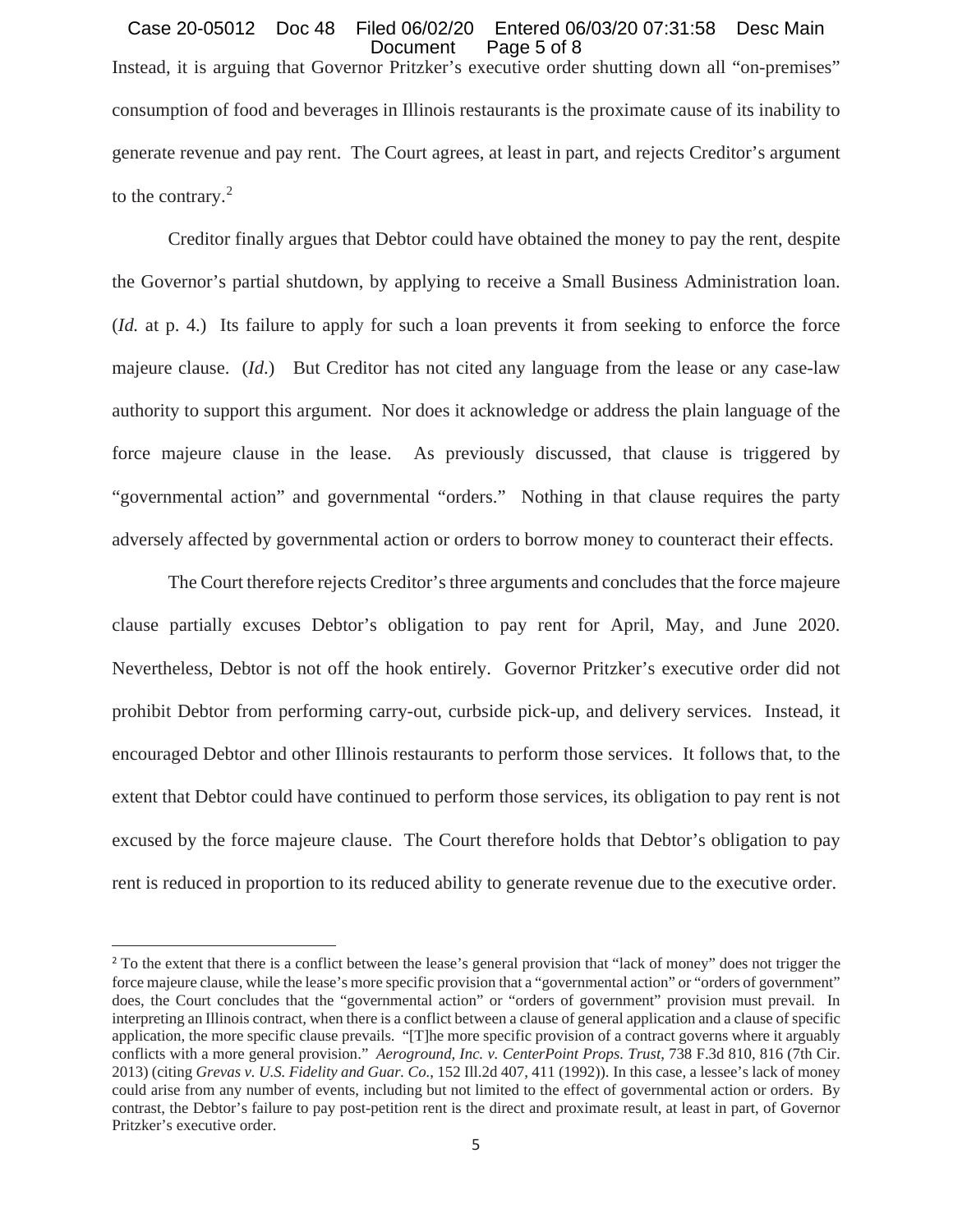Instead, it is arguing that Governor Pritzker's executive order shutting down all "on-premises" consumption of food and beverages in Illinois restaurants is the proximate cause of its inability to generate revenue and pay rent. The Court agrees, at least in part, and rejects Creditor's argument to the contrary.[2]

Creditor finally argues that Debtor could have obtained the money to pay the rent, despite the Governor's partial shutdown, by applying to receive a Small Business Administration loan. (*Id.* at p. 4.) Its failure to apply for such a loan prevents it from seeking to enforce the force majeure clause. (*Id*.) But Creditor has not cited any language from the lease or any case-law authority to support this argument. Nor does it acknowledge or address the plain language of the force majeure clause in the lease. As previously discussed, that clause is triggered by "governmental action" and governmental "orders." Nothing in that clause requires the party adversely affected by governmental action or orders to borrow money to counteract their effects.

The Court therefore rejects Creditor's three arguments and concludes that the force majeure clause partially excuses Debtor's obligation to pay rent for April, May, and June 2020. Nevertheless, Debtor is not off the hook entirely. Governor Pritzker's executive order did not prohibit Debtor from performing carry-out, curbside pick-up, and delivery services. Instead, it encouraged Debtor and other Illinois restaurants to perform those services. It follows that, to the extent that Debtor could have continued to perform those services, its obligation to pay rent is not excused by the force majeure clause. The Court therefore holds that Debtor's obligation to pay rent is reduced in proportion to its reduced ability to generate revenue due to the executive order.

---

[2] To the extent that there is a conflict between the lease's general provision that "lack of money" does not trigger the force majeure clause, while the lease's more specific provision that a "governmental action" or "orders of government" does, the Court concludes that the "governmental action" or "orders of government" provision must prevail. In interpreting an Illinois contract, when there is a conflict between a clause of general application and a clause of specific application, the more specific clause prevails. "[T]he more specific provision of a contract governs where it arguably conflicts with a more general provision." *Aeroground, Inc. v. CenterPoint Props. Trust*, 738 F.3d 810, 816 (7th Cir. 2013) (citing *Grevas v. U.S. Fidelity and Guar. Co.*, 152 Ill.2d 407, 411 (1992)). In this case, a lessee's lack of money could arise from any number of events, including but not limited to the effect of governmental action or orders. By contrast, the Debtor's failure to pay post-petition rent is the direct and proximate result, at least in part, of Governor Pritzker's executive order.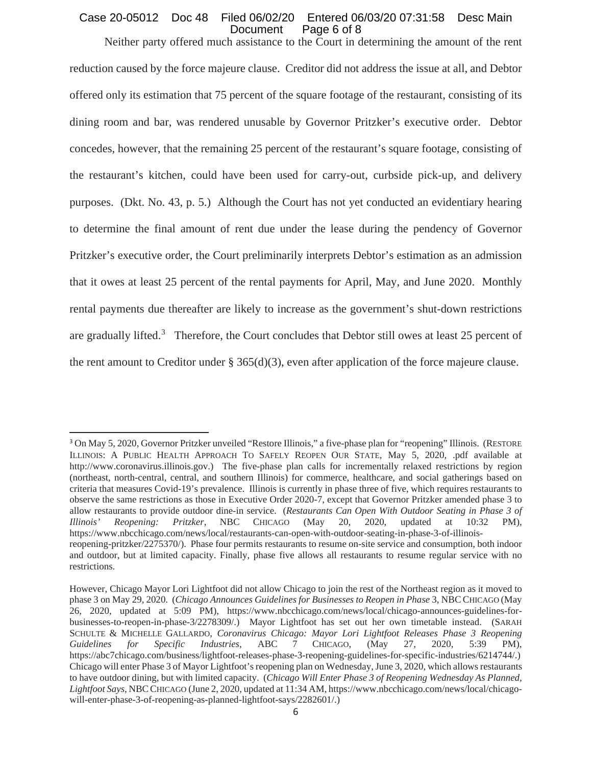Neither party offered much assistance to the Court in determining the amount of the rent reduction caused by the force majeure clause. Creditor did not address the issue at all, and Debtor offered only its estimation that 75 percent of the square footage of the restaurant, consisting of its dining room and bar, was rendered unusable by Governor Pritzker's executive order. Debtor concedes, however, that the remaining 25 percent of the restaurant's square footage, consisting of the restaurant's kitchen, could have been used for carry-out, curbside pick-up, and delivery purposes. (Dkt. No. 43, p. 5.) Although the Court has not yet conducted an evidentiary hearing to determine the final amount of rent due under the lease during the pendency of Governor Pritzker's executive order, the Court preliminarily interprets Debtor's estimation as an admission that it owes at least 25 percent of the rental payments for April, May, and June 2020. Monthly rental payments due thereafter are likely to increase as the government's shut-down restrictions are gradually lifted.[3] Therefore, the Court concludes that Debtor still owes at least 25 percent of the rent amount to Creditor under § 365(d)(3), even after application of the force majeure clause.

---

[3] On May 5, 2020, Governor Pritzker unveiled "Restore Illinois," a five-phase plan for "reopening" Illinois. (RESTORE ILLINOIS: A PUBLIC HEALTH APPROACH TO SAFELY REOPEN OUR STATE, May 5, 2020, .pdf available at http://www.coronavirus.illinois.gov.) The five-phase plan calls for incrementally relaxed restrictions by region (northeast, north-central, central, and southern Illinois) for commerce, healthcare, and social gatherings based on criteria that measures Covid-19's prevalence. Illinois is currently in phase three of five, which requires restaurants to observe the same restrictions as those in Executive Order 2020-7, except that Governor Pritzker amended phase 3 to allow restaurants to provide outdoor dine-in service. (*Restaurants Can Open With Outdoor Seating in Phase 3 of Illinois' Reopening: Pritzker*, NBC CHICAGO (May 20, 2020, updated at 10:32 PM), https://www.nbcchicago.com/news/local/restaurants-can-open-with-outdoor-seating-in-phase-3-of-illinois-reopening-pritzker/2275370/). Phase four permits restaurants to resume on-site service and consumption, both indoor and outdoor, but at limited capacity. Finally, phase five allows all restaurants to resume regular service with no restrictions.

However, Chicago Mayor Lori Lightfoot did not allow Chicago to join the rest of the Northeast region as it moved to phase 3 on May 29, 2020. (*Chicago Announces Guidelines for Businesses to Reopen in Phase* 3, NBC CHICAGO (May 26, 2020, updated at 5:09 PM), https://www.nbcchicago.com/news/local/chicago-announces-guidelines-for-businesses-to-reopen-in-phase-3/2278309/.) Mayor Lightfoot has set out her own timetable instead. (SARAH SCHULTE & MICHELLE GALLARDO, *Coronavirus Chicago: Mayor Lori Lightfoot Releases Phase 3 Reopening Guidelines for Specific Industries*, ABC 7 CHICAGO, (May 27, 2020, 5:39 PM), https://abc7chicago.com/business/lightfoot-releases-phase-3-reopening-guidelines-for-specific-industries/6214744/.) Chicago will enter Phase 3 of Mayor Lightfoot's reopening plan on Wednesday, June 3, 2020, which allows restaurants to have outdoor dining, but with limited capacity. (*Chicago Will Enter Phase 3 of Reopening Wednesday As Planned, Lightfoot Says*, NBC CHICAGO (June 2, 2020, updated at 11:34 AM, https://www.nbcchicago.com/news/local/chicago-will-enter-phase-3-of-reopening-as-planned-lightfoot-says/2282601/.)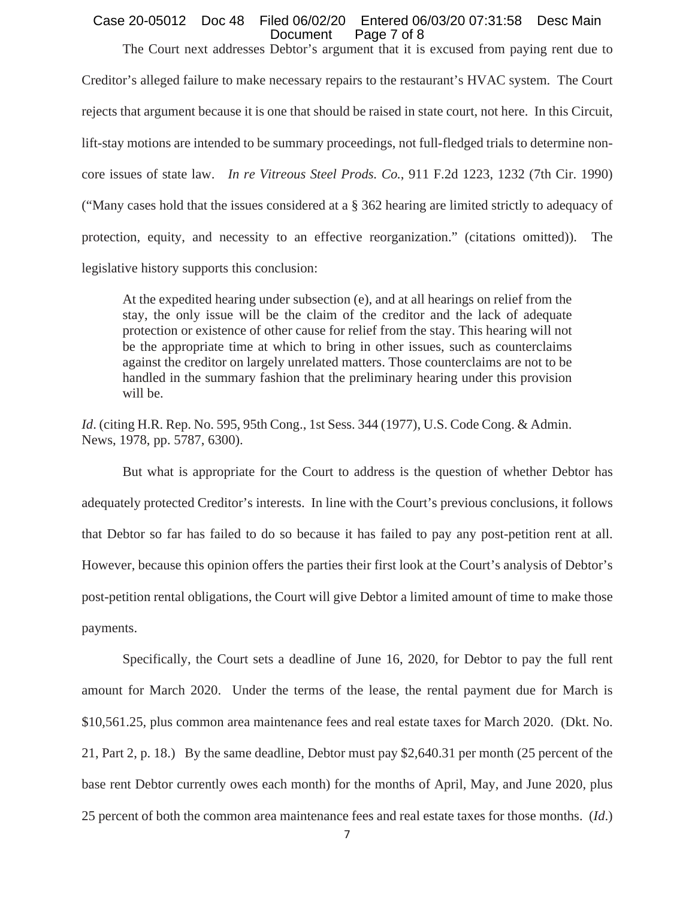The Court next addresses Debtor's argument that it is excused from paying rent due to Creditor's alleged failure to make necessary repairs to the restaurant's HVAC system. The Court rejects that argument because it is one that should be raised in state court, not here. In this Circuit, lift-stay motions are intended to be summary proceedings, not full-fledged trials to determine non-core issues of state law. *In re Vitreous Steel Prods. Co.*, 911 F.2d 1223, 1232 (7th Cir. 1990) ("Many cases hold that the issues considered at a § 362 hearing are limited strictly to adequacy of protection, equity, and necessity to an effective reorganization." (citations omitted)). The legislative history supports this conclusion:

> At the expedited hearing under subsection (e), and at all hearings on relief from the stay, the only issue will be the claim of the creditor and the lack of adequate protection or existence of other cause for relief from the stay. This hearing will not be the appropriate time at which to bring in other issues, such as counterclaims against the creditor on largely unrelated matters. Those counterclaims are not to be handled in the summary fashion that the preliminary hearing under this provision will be.

*Id*. (citing H.R. Rep. No. 595, 95th Cong., 1st Sess. 344 (1977), U.S. Code Cong. & Admin. News, 1978, pp. 5787, 6300).

But what is appropriate for the Court to address is the question of whether Debtor has adequately protected Creditor's interests. In line with the Court's previous conclusions, it follows that Debtor so far has failed to do so because it has failed to pay any post-petition rent at all. However, because this opinion offers the parties their first look at the Court's analysis of Debtor's post-petition rental obligations, the Court will give Debtor a limited amount of time to make those payments.

Specifically, the Court sets a deadline of June 16, 2020, for Debtor to pay the full rent amount for March 2020. Under the terms of the lease, the rental payment due for March is $10,561.25, plus common area maintenance fees and real estate taxes for March 2020. (Dkt. No. 21, Part 2, p. 18.) By the same deadline, Debtor must pay $2,640.31 per month (25 percent of the base rent Debtor currently owes each month) for the months of April, May, and June 2020, plus 25 percent of both the common area maintenance fees and real estate taxes for those months. (*Id*.)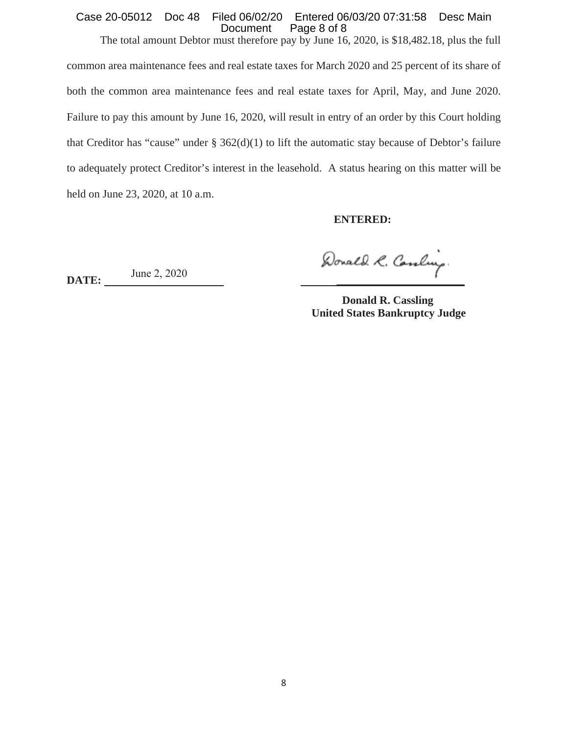The total amount Debtor must therefore pay by June 16, 2020, is $18,482.18, plus the full common area maintenance fees and real estate taxes for March 2020 and 25 percent of its share of both the common area maintenance fees and real estate taxes for April, May, and June 2020. Failure to pay this amount by June 16, 2020, will result in entry of an order by this Court holding that Creditor has "cause" under § 362(d)(1) to lift the automatic stay because of Debtor's failure to adequately protect Creditor's interest in the leasehold. A status hearing on this matter will be held on June 23, 2020, at 10 a.m.

**ENTERED:**

**DATE:** June 2, 2020

Donald R. Cassling

**Donald R. Cassling**
**United States Bankruptcy Judge**